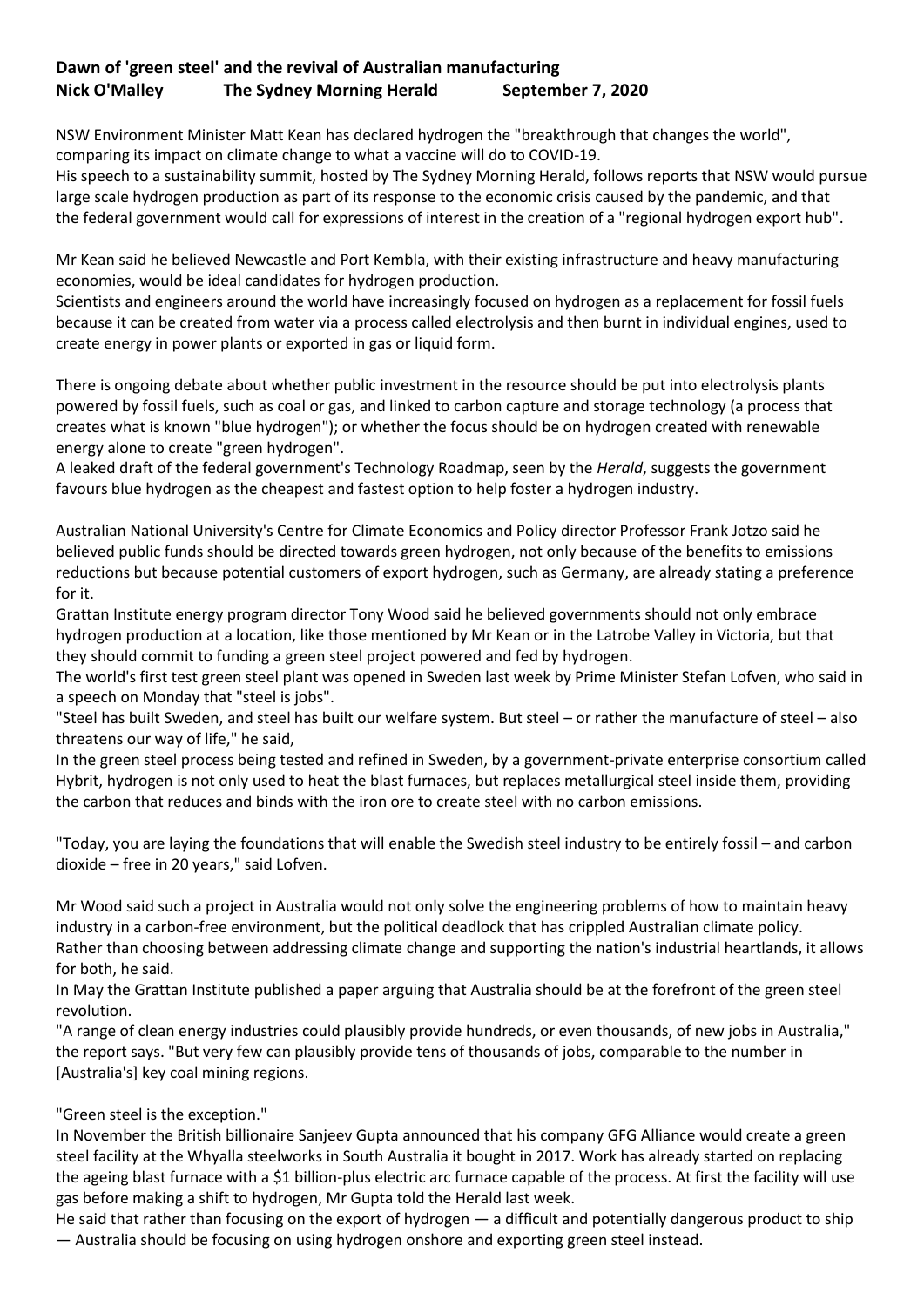**Dawn of 'green steel' and the revival of Australian manufacturing**
**Nick O'Malley The Sydney Morning Herald September 7, 2020**

NSW Environment Minister Matt Kean has declared hydrogen the "breakthrough that changes the world", comparing its impact on climate change to what a vaccine will do to COVID-19.
His speech to a sustainability summit, hosted by The Sydney Morning Herald, follows reports that NSW would pursue large scale hydrogen production as part of its response to the economic crisis caused by the pandemic, and that the federal government would call for expressions of interest in the creation of a "regional hydrogen export hub".

Mr Kean said he believed Newcastle and Port Kembla, with their existing infrastructure and heavy manufacturing economies, would be ideal candidates for hydrogen production.
Scientists and engineers around the world have increasingly focused on hydrogen as a replacement for fossil fuels because it can be created from water via a process called electrolysis and then burnt in individual engines, used to create energy in power plants or exported in gas or liquid form.

There is ongoing debate about whether public investment in the resource should be put into electrolysis plants powered by fossil fuels, such as coal or gas, and linked to carbon capture and storage technology (a process that creates what is known "blue hydrogen"); or whether the focus should be on hydrogen created with renewable energy alone to create "green hydrogen".
A leaked draft of the federal government's Technology Roadmap, seen by the *Herald*, suggests the government favours blue hydrogen as the cheapest and fastest option to help foster a hydrogen industry.

Australian National University's Centre for Climate Economics and Policy director Professor Frank Jotzo said he believed public funds should be directed towards green hydrogen, not only because of the benefits to emissions reductions but because potential customers of export hydrogen, such as Germany, are already stating a preference for it.
Grattan Institute energy program director Tony Wood said he believed governments should not only embrace hydrogen production at a location, like those mentioned by Mr Kean or in the Latrobe Valley in Victoria, but that they should commit to funding a green steel project powered and fed by hydrogen.
The world's first test green steel plant was opened in Sweden last week by Prime Minister Stefan Lofven, who said in a speech on Monday that "steel is jobs".
"Steel has built Sweden, and steel has built our welfare system. But steel – or rather the manufacture of steel – also threatens our way of life," he said,
In the green steel process being tested and refined in Sweden, by a government-private enterprise consortium called Hybrit, hydrogen is not only used to heat the blast furnaces, but replaces metallurgical steel inside them, providing the carbon that reduces and binds with the iron ore to create steel with no carbon emissions.

"Today, you are laying the foundations that will enable the Swedish steel industry to be entirely fossil – and carbon dioxide – free in 20 years," said Lofven.

Mr Wood said such a project in Australia would not only solve the engineering problems of how to maintain heavy industry in a carbon-free environment, but the political deadlock that has crippled Australian climate policy.
Rather than choosing between addressing climate change and supporting the nation's industrial heartlands, it allows for both, he said.
In May the Grattan Institute published a paper arguing that Australia should be at the forefront of the green steel revolution.
"A range of clean energy industries could plausibly provide hundreds, or even thousands, of new jobs in Australia," the report says. "But very few can plausibly provide tens of thousands of jobs, comparable to the number in [Australia's] key coal mining regions.

"Green steel is the exception."
In November the British billionaire Sanjeev Gupta announced that his company GFG Alliance would create a green steel facility at the Whyalla steelworks in South Australia it bought in 2017. Work has already started on replacing the ageing blast furnace with a $1 billion-plus electric arc furnace capable of the process. At first the facility will use gas before making a shift to hydrogen, Mr Gupta told the Herald last week.
He said that rather than focusing on the export of hydrogen — a difficult and potentially dangerous product to ship — Australia should be focusing on using hydrogen onshore and exporting green steel instead.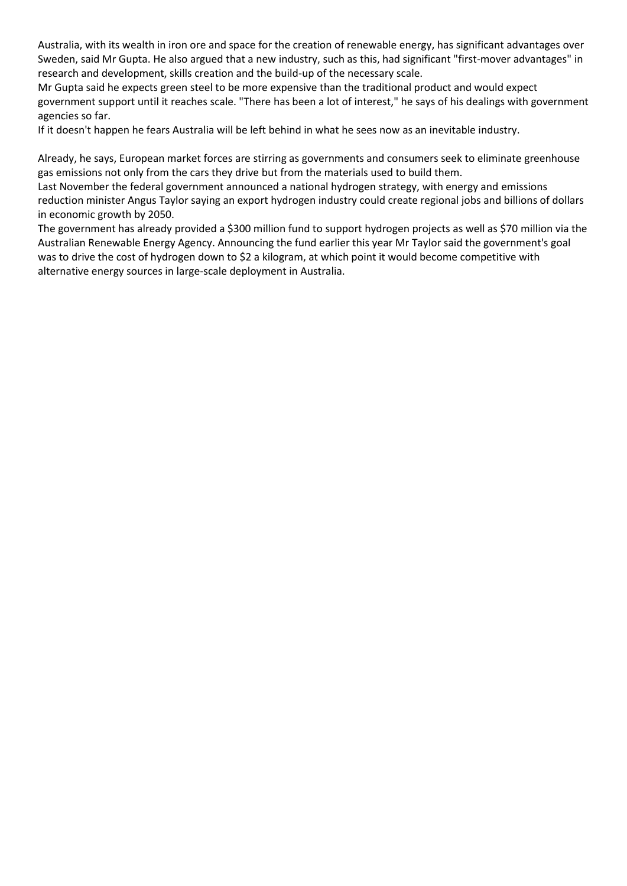Australia, with its wealth in iron ore and space for the creation of renewable energy, has significant advantages over Sweden, said Mr Gupta. He also argued that a new industry, such as this, had significant "first-mover advantages" in research and development, skills creation and the build-up of the necessary scale.

Mr Gupta said he expects green steel to be more expensive than the traditional product and would expect government support until it reaches scale. "There has been a lot of interest," he says of his dealings with government agencies so far.

If it doesn't happen he fears Australia will be left behind in what he sees now as an inevitable industry.

Already, he says, European market forces are stirring as governments and consumers seek to eliminate greenhouse gas emissions not only from the cars they drive but from the materials used to build them.

Last November the federal government announced a national hydrogen strategy, with energy and emissions reduction minister Angus Taylor saying an export hydrogen industry could create regional jobs and billions of dollars in economic growth by 2050.

The government has already provided a $300 million fund to support hydrogen projects as well as $70 million via the Australian Renewable Energy Agency. Announcing the fund earlier this year Mr Taylor said the government's goal was to drive the cost of hydrogen down to $2 a kilogram, at which point it would become competitive with alternative energy sources in large-scale deployment in Australia.